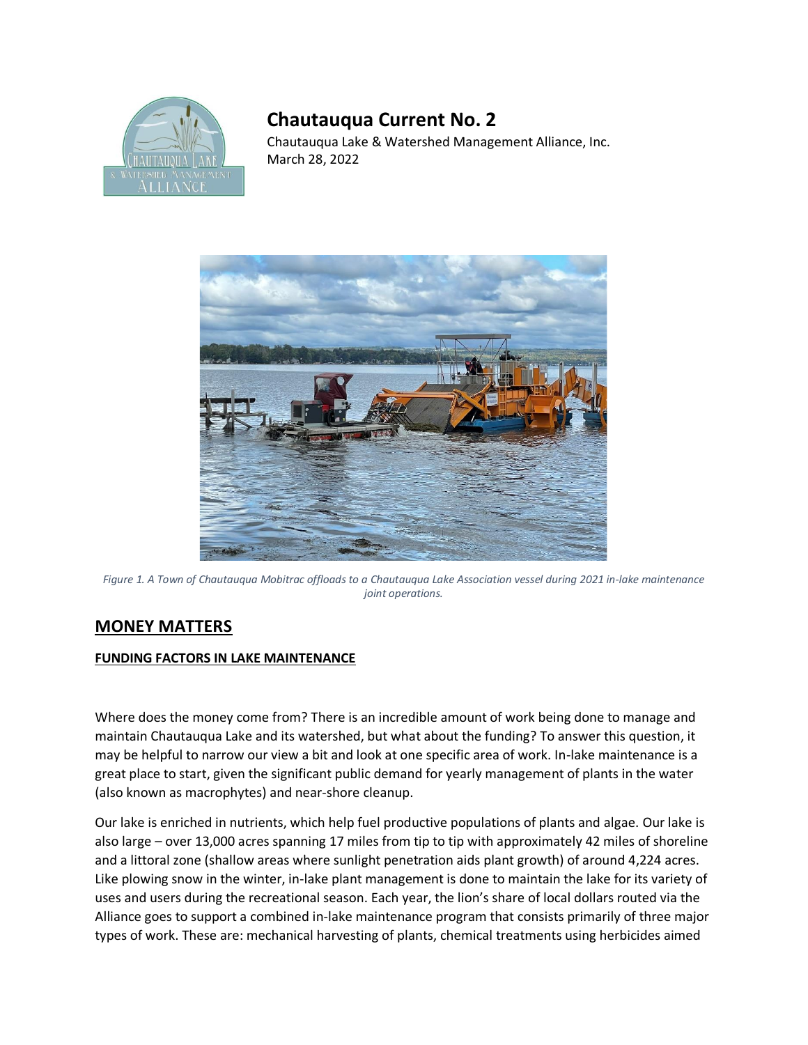# Chautauqua Current No. 2

Chautauqua Lake & Watershed Management Alliance, Inc.
March 28, 2022

*Figure 1. A Town of Chautauqua Mobitrac offloads to a Chautauqua Lake Association vessel during 2021 in-lake maintenance joint operations.*

## MONEY MATTERS

### FUNDING FACTORS IN LAKE MAINTENANCE

Where does the money come from? There is an incredible amount of work being done to manage and maintain Chautauqua Lake and its watershed, but what about the funding? To answer this question, it may be helpful to narrow our view a bit and look at one specific area of work. In-lake maintenance is a great place to start, given the significant public demand for yearly management of plants in the water (also known as macrophytes) and near-shore cleanup.

Our lake is enriched in nutrients, which help fuel productive populations of plants and algae. Our lake is also large – over 13,000 acres spanning 17 miles from tip to tip with approximately 42 miles of shoreline and a littoral zone (shallow areas where sunlight penetration aids plant growth) of around 4,224 acres. Like plowing snow in the winter, in-lake plant management is done to maintain the lake for its variety of uses and users during the recreational season. Each year, the lion's share of local dollars routed via the Alliance goes to support a combined in-lake maintenance program that consists primarily of three major types of work. These are: mechanical harvesting of plants, chemical treatments using herbicides aimed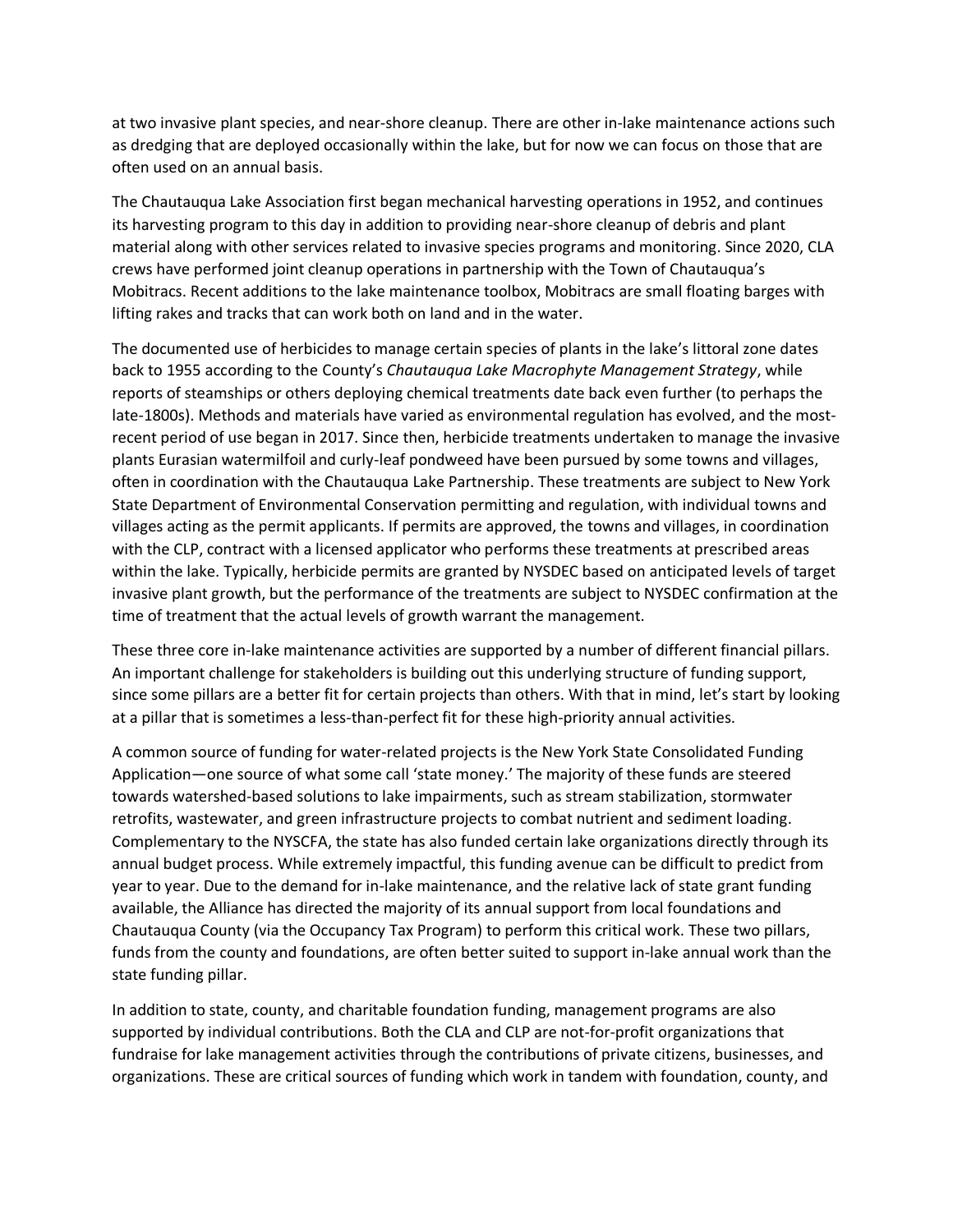at two invasive plant species, and near-shore cleanup. There are other in-lake maintenance actions such as dredging that are deployed occasionally within the lake, but for now we can focus on those that are often used on an annual basis.

The Chautauqua Lake Association first began mechanical harvesting operations in 1952, and continues its harvesting program to this day in addition to providing near-shore cleanup of debris and plant material along with other services related to invasive species programs and monitoring. Since 2020, CLA crews have performed joint cleanup operations in partnership with the Town of Chautauqua's Mobitracs. Recent additions to the lake maintenance toolbox, Mobitracs are small floating barges with lifting rakes and tracks that can work both on land and in the water.

The documented use of herbicides to manage certain species of plants in the lake's littoral zone dates back to 1955 according to the County's *Chautauqua Lake Macrophyte Management Strategy*, while reports of steamships or others deploying chemical treatments date back even further (to perhaps the late-1800s). Methods and materials have varied as environmental regulation has evolved, and the most-recent period of use began in 2017. Since then, herbicide treatments undertaken to manage the invasive plants Eurasian watermilfoil and curly-leaf pondweed have been pursued by some towns and villages, often in coordination with the Chautauqua Lake Partnership. These treatments are subject to New York State Department of Environmental Conservation permitting and regulation, with individual towns and villages acting as the permit applicants. If permits are approved, the towns and villages, in coordination with the CLP, contract with a licensed applicator who performs these treatments at prescribed areas within the lake. Typically, herbicide permits are granted by NYSDEC based on anticipated levels of target invasive plant growth, but the performance of the treatments are subject to NYSDEC confirmation at the time of treatment that the actual levels of growth warrant the management.

These three core in-lake maintenance activities are supported by a number of different financial pillars. An important challenge for stakeholders is building out this underlying structure of funding support, since some pillars are a better fit for certain projects than others. With that in mind, let's start by looking at a pillar that is sometimes a less-than-perfect fit for these high-priority annual activities.

A common source of funding for water-related projects is the New York State Consolidated Funding Application—one source of what some call 'state money.' The majority of these funds are steered towards watershed-based solutions to lake impairments, such as stream stabilization, stormwater retrofits, wastewater, and green infrastructure projects to combat nutrient and sediment loading. Complementary to the NYSCFA, the state has also funded certain lake organizations directly through its annual budget process. While extremely impactful, this funding avenue can be difficult to predict from year to year. Due to the demand for in-lake maintenance, and the relative lack of state grant funding available, the Alliance has directed the majority of its annual support from local foundations and Chautauqua County (via the Occupancy Tax Program) to perform this critical work. These two pillars, funds from the county and foundations, are often better suited to support in-lake annual work than the state funding pillar.

In addition to state, county, and charitable foundation funding, management programs are also supported by individual contributions. Both the CLA and CLP are not-for-profit organizations that fundraise for lake management activities through the contributions of private citizens, businesses, and organizations. These are critical sources of funding which work in tandem with foundation, county, and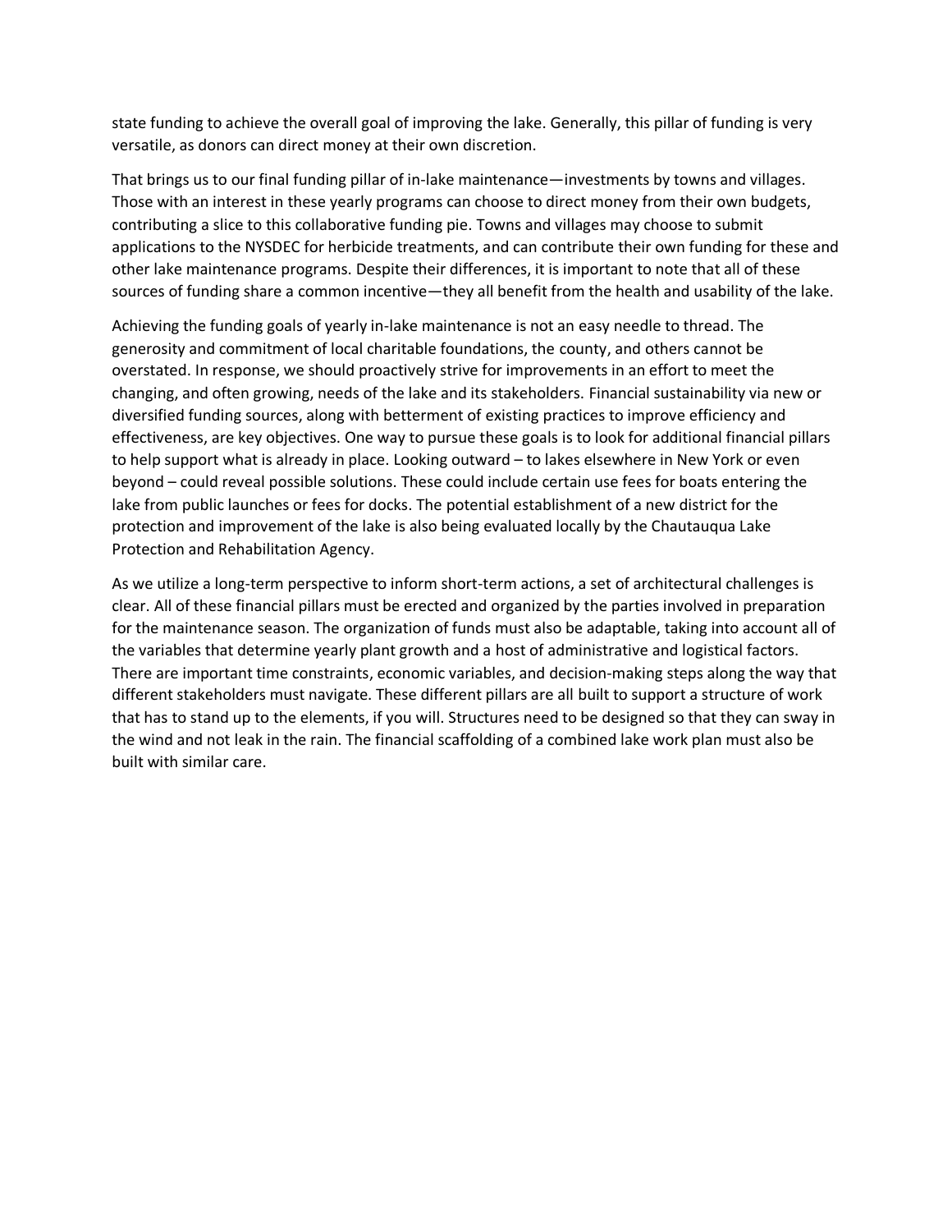state funding to achieve the overall goal of improving the lake. Generally, this pillar of funding is very versatile, as donors can direct money at their own discretion.

That brings us to our final funding pillar of in-lake maintenance—investments by towns and villages. Those with an interest in these yearly programs can choose to direct money from their own budgets, contributing a slice to this collaborative funding pie. Towns and villages may choose to submit applications to the NYSDEC for herbicide treatments, and can contribute their own funding for these and other lake maintenance programs. Despite their differences, it is important to note that all of these sources of funding share a common incentive—they all benefit from the health and usability of the lake.

Achieving the funding goals of yearly in-lake maintenance is not an easy needle to thread. The generosity and commitment of local charitable foundations, the county, and others cannot be overstated. In response, we should proactively strive for improvements in an effort to meet the changing, and often growing, needs of the lake and its stakeholders. Financial sustainability via new or diversified funding sources, along with betterment of existing practices to improve efficiency and effectiveness, are key objectives. One way to pursue these goals is to look for additional financial pillars to help support what is already in place. Looking outward – to lakes elsewhere in New York or even beyond – could reveal possible solutions. These could include certain use fees for boats entering the lake from public launches or fees for docks. The potential establishment of a new district for the protection and improvement of the lake is also being evaluated locally by the Chautauqua Lake Protection and Rehabilitation Agency.

As we utilize a long-term perspective to inform short-term actions, a set of architectural challenges is clear. All of these financial pillars must be erected and organized by the parties involved in preparation for the maintenance season. The organization of funds must also be adaptable, taking into account all of the variables that determine yearly plant growth and a host of administrative and logistical factors. There are important time constraints, economic variables, and decision-making steps along the way that different stakeholders must navigate. These different pillars are all built to support a structure of work that has to stand up to the elements, if you will. Structures need to be designed so that they can sway in the wind and not leak in the rain. The financial scaffolding of a combined lake work plan must also be built with similar care.